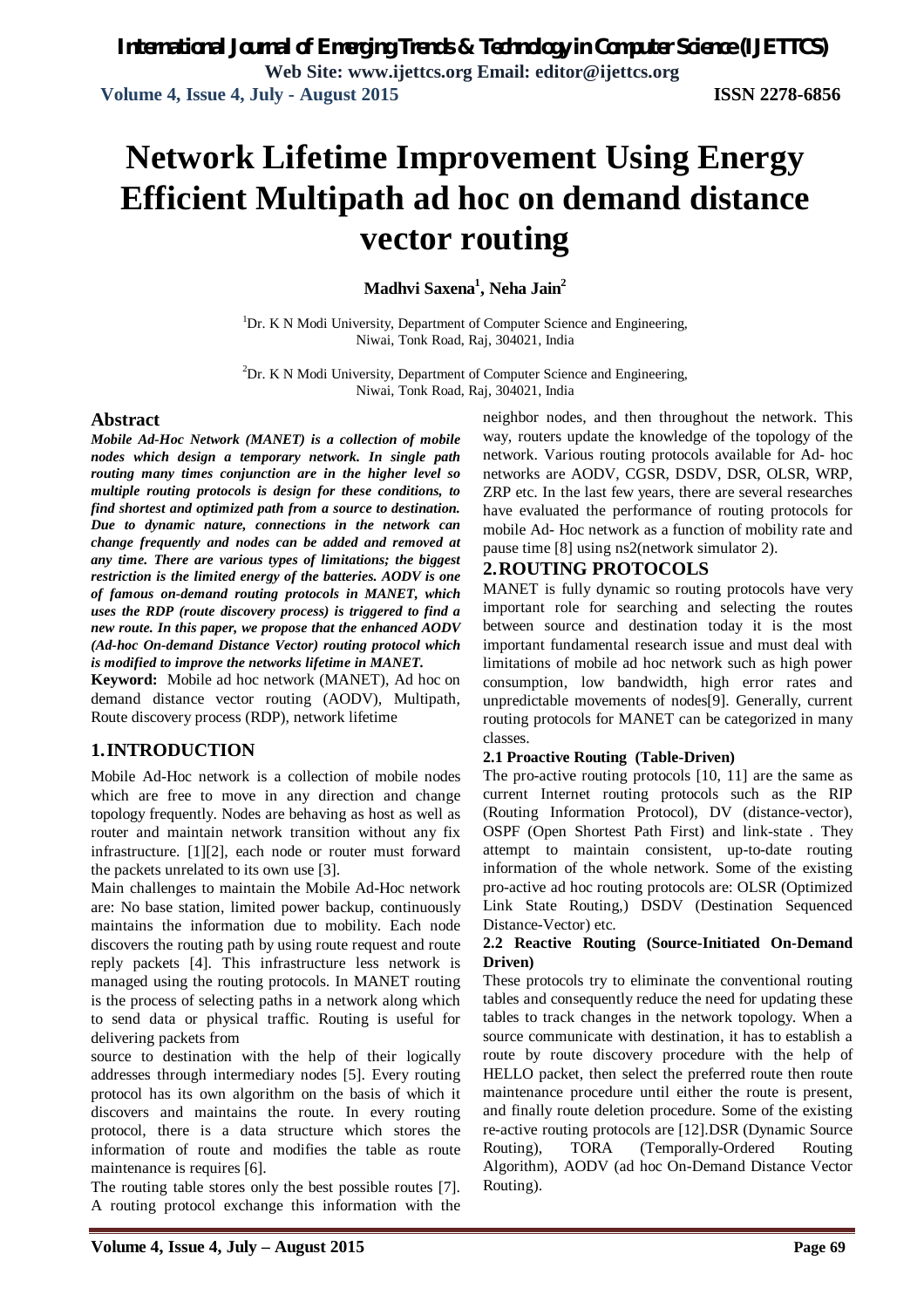# Network Lifetime Improvement Using Energy Efficient Multipath ad hoc on demand distance vector routing

**Madhvi Saxena[1], Neha Jain[2]**

[1]Dr. K N Modi University, Department of Computer Science and Engineering, Niwai, Tonk Road, Raj, 304021, India

[2]Dr. K N Modi University, Department of Computer Science and Engineering, Niwai, Tonk Road, Raj, 304021, India

## Abstract

***Mobile Ad-Hoc Network (MANET) is a collection of mobile nodes which design a temporary network. In single path routing many times conjunction are in the higher level so multiple routing protocols is design for these conditions, to find shortest and optimized path from a source to destination. Due to dynamic nature, connections in the network can change frequently and nodes can be added and removed at any time. There are various types of limitations; the biggest restriction is the limited energy of the batteries. AODV is one of famous on-demand routing protocols in MANET, which uses the RDP (route discovery process) is triggered to find a new route. In this paper, we propose that the enhanced AODV (Ad-hoc On-demand Distance Vector) routing protocol which is modified to improve the networks lifetime in MANET.***

**Keyword:** Mobile ad hoc network (MANET), Ad hoc on demand distance vector routing (AODV), Multipath, Route discovery process (RDP), network lifetime

## 1. INTRODUCTION

Mobile Ad-Hoc network is a collection of mobile nodes which are free to move in any direction and change topology frequently. Nodes are behaving as host as well as router and maintain network transition without any fix infrastructure. [1][2], each node or router must forward the packets unrelated to its own use [3].

Main challenges to maintain the Mobile Ad-Hoc network are: No base station, limited power backup, continuously maintains the information due to mobility. Each node discovers the routing path by using route request and route reply packets [4]. This infrastructure less network is managed using the routing protocols. In MANET routing is the process of selecting paths in a network along which to send data or physical traffic. Routing is useful for delivering packets from source to destination with the help of their logically addresses through intermediary nodes [5]. Every routing protocol has its own algorithm on the basis of which it discovers and maintains the route. In every routing protocol, there is a data structure which stores the information of route and modifies the table as route maintenance is requires [6].

The routing table stores only the best possible routes [7]. A routing protocol exchange this information with the neighbor nodes, and then throughout the network. This way, routers update the knowledge of the topology of the network. Various routing protocols available for Ad- hoc networks are AODV, CGSR, DSDV, DSR, OLSR, WRP, ZRP etc. In the last few years, there are several researches have evaluated the performance of routing protocols for mobile Ad- Hoc network as a function of mobility rate and pause time [8] using ns2(network simulator 2).

## 2. ROUTING PROTOCOLS

MANET is fully dynamic so routing protocols have very important role for searching and selecting the routes between source and destination today it is the most important fundamental research issue and must deal with limitations of mobile ad hoc network such as high power consumption, low bandwidth, high error rates and unpredictable movements of nodes[9]. Generally, current routing protocols for MANET can be categorized in many classes.

### 2.1 Proactive Routing (Table-Driven)

The pro-active routing protocols [10, 11] are the same as current Internet routing protocols such as the RIP (Routing Information Protocol), DV (distance-vector), OSPF (Open Shortest Path First) and link-state . They attempt to maintain consistent, up-to-date routing information of the whole network. Some of the existing pro-active ad hoc routing protocols are: OLSR (Optimized Link State Routing,) DSDV (Destination Sequenced Distance-Vector) etc.

### 2.2 Reactive Routing (Source-Initiated On-Demand Driven)

These protocols try to eliminate the conventional routing tables and consequently reduce the need for updating these tables to track changes in the network topology. When a source communicate with destination, it has to establish a route by route discovery procedure with the help of HELLO packet, then select the preferred route then route maintenance procedure until either the route is present, and finally route deletion procedure. Some of the existing re-active routing protocols are [12].DSR (Dynamic Source Routing), TORA (Temporally-Ordered Routing Algorithm), AODV (ad hoc On-Demand Distance Vector Routing).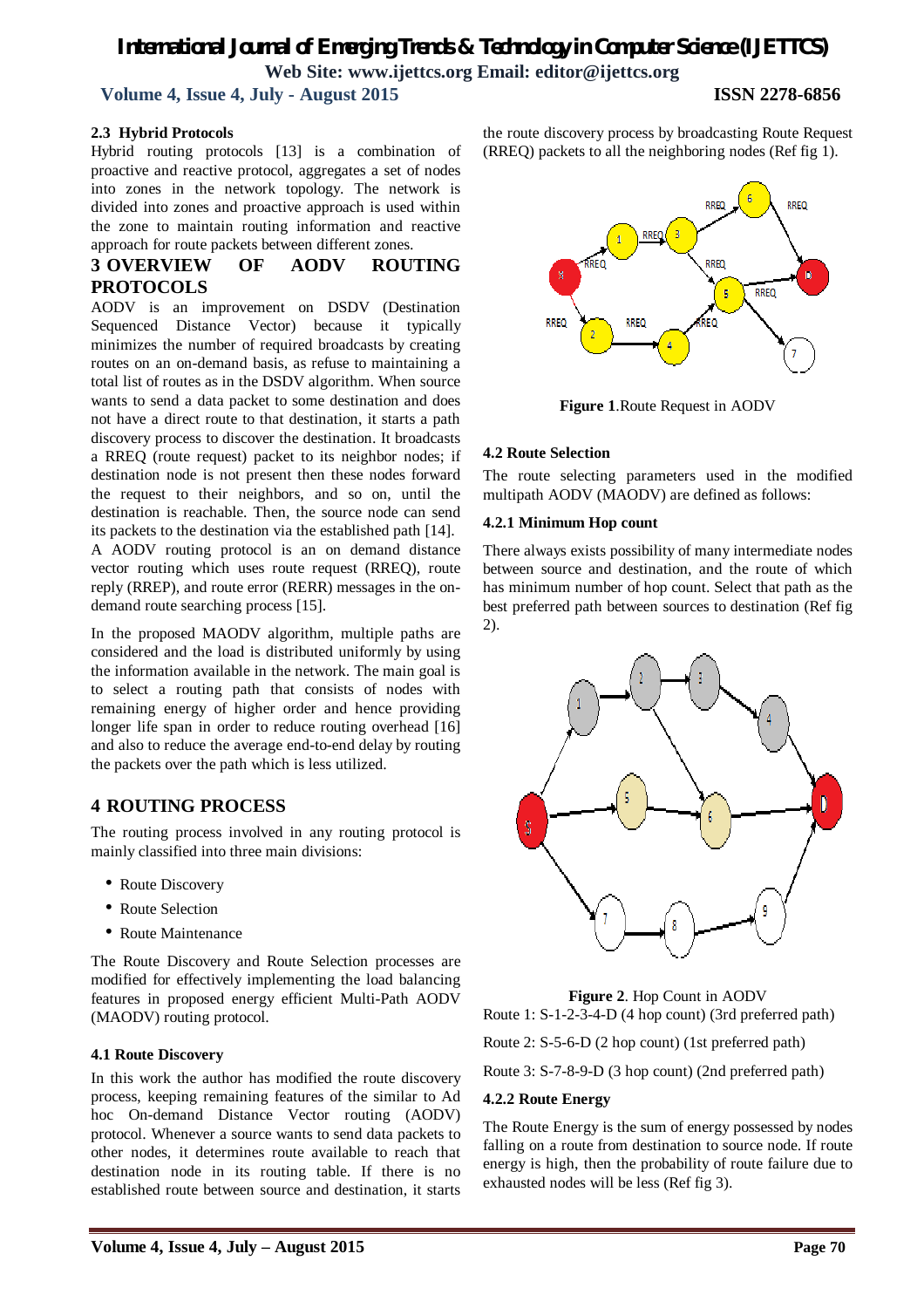### 2.3 Hybrid Protocols

Hybrid routing protocols [13] is a combination of proactive and reactive protocol, aggregates a set of nodes into zones in the network topology. The network is divided into zones and proactive approach is used within the zone to maintain routing information and reactive approach for route packets between different zones.

## 3 OVERVIEW OF AODV ROUTING PROTOCOLS

AODV is an improvement on DSDV (Destination Sequenced Distance Vector) because it typically minimizes the number of required broadcasts by creating routes on an on-demand basis, as refuse to maintaining a total list of routes as in the DSDV algorithm. When source wants to send a data packet to some destination and does not have a direct route to that destination, it starts a path discovery process to discover the destination. It broadcasts a RREQ (route request) packet to its neighbor nodes; if destination node is not present then these nodes forward the request to their neighbors, and so on, until the destination is reachable. Then, the source node can send its packets to the destination via the established path [14].

A AODV routing protocol is an on demand distance vector routing which uses route request (RREQ), route reply (RREP), and route error (RERR) messages in the on-demand route searching process [15].

In the proposed MAODV algorithm, multiple paths are considered and the load is distributed uniformly by using the information available in the network. The main goal is to select a routing path that consists of nodes with remaining energy of higher order and hence providing longer life span in order to reduce routing overhead [16] and also to reduce the average end-to-end delay by routing the packets over the path which is less utilized.

## 4 ROUTING PROCESS

The routing process involved in any routing protocol is mainly classified into three main divisions:

- Route Discovery
- Route Selection
- Route Maintenance

The Route Discovery and Route Selection processes are modified for effectively implementing the load balancing features in proposed energy efficient Multi-Path AODV (MAODV) routing protocol.

### 4.1 Route Discovery

In this work the author has modified the route discovery process, keeping remaining features of the similar to Ad hoc On-demand Distance Vector routing (AODV) protocol. Whenever a source wants to send data packets to other nodes, it determines route available to reach that destination node in its routing table. If there is no established route between source and destination, it starts the route discovery process by broadcasting Route Request (RREQ) packets to all the neighboring nodes (Ref fig 1).

**Figure 1**.Route Request in AODV

### 4.2 Route Selection

The route selecting parameters used in the modified multipath AODV (MAODV) are defined as follows:

#### 4.2.1 Minimum Hop count

There always exists possibility of many intermediate nodes between source and destination, and the route of which has minimum number of hop count. Select that path as the best preferred path between sources to destination (Ref fig 2).

**Figure 2**. Hop Count in AODV

Route 1: S-1-2-3-4-D (4 hop count) (3rd preferred path)

Route 2: S-5-6-D (2 hop count) (1st preferred path)

Route 3: S-7-8-9-D (3 hop count) (2nd preferred path)

#### 4.2.2 Route Energy

The Route Energy is the sum of energy possessed by nodes falling on a route from destination to source node. If route energy is high, then the probability of route failure due to exhausted nodes will be less (Ref fig 3).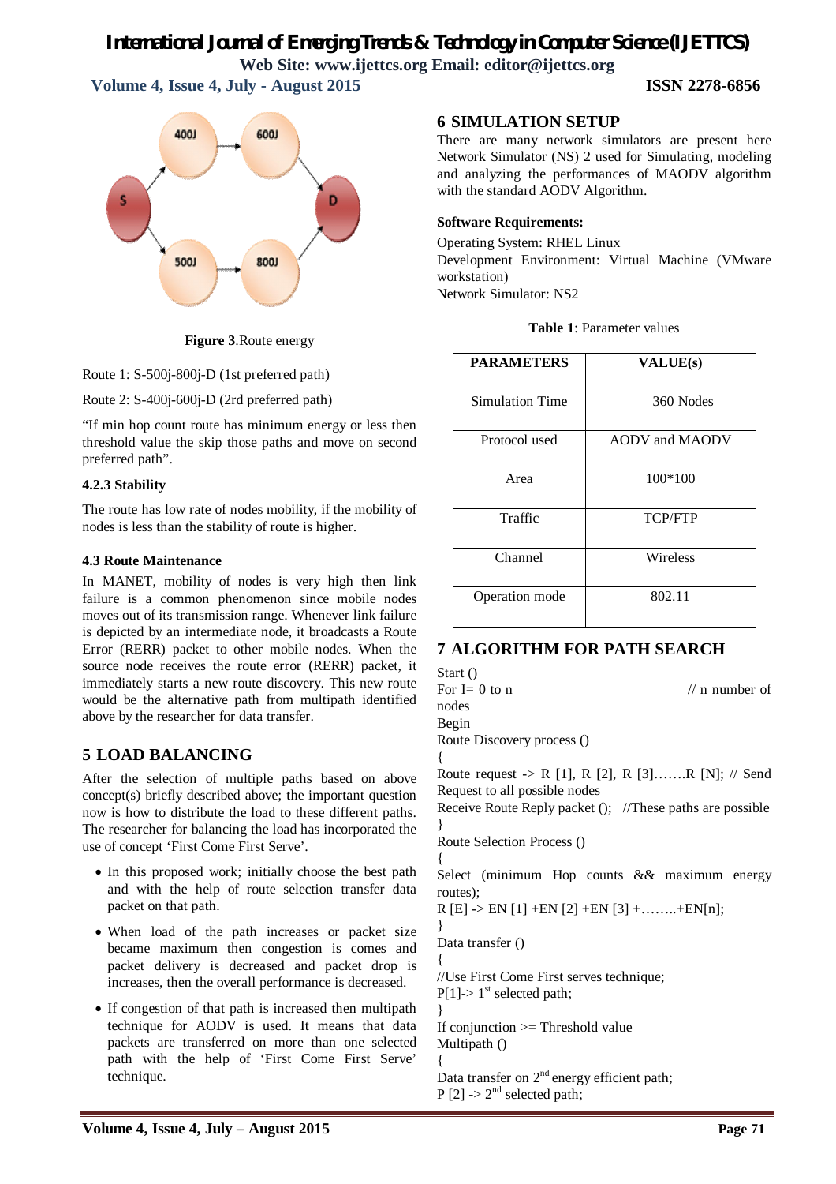**Figure 3**.Route energy

Route 1: S-500j-800j-D (1st preferred path)

Route 2: S-400j-600j-D (2rd preferred path)

"If min hop count route has minimum energy or less then threshold value the skip those paths and move on second preferred path".

#### 4.2.3 Stability

The route has low rate of nodes mobility, if the mobility of nodes is less than the stability of route is higher.

### 4.3 Route Maintenance

In MANET, mobility of nodes is very high then link failure is a common phenomenon since mobile nodes moves out of its transmission range. Whenever link failure is depicted by an intermediate node, it broadcasts a Route Error (RERR) packet to other mobile nodes. When the source node receives the route error (RERR) packet, it immediately starts a new route discovery. This new route would be the alternative path from multipath identified above by the researcher for data transfer.

## 5 LOAD BALANCING

After the selection of multiple paths based on above concept(s) briefly described above; the important question now is how to distribute the load to these different paths. The researcher for balancing the load has incorporated the use of concept 'First Come First Serve'.

- In this proposed work; initially choose the best path and with the help of route selection transfer data packet on that path.
- When load of the path increases or packet size became maximum then congestion is comes and packet delivery is decreased and packet drop is increases, then the overall performance is decreased.
- If congestion of that path is increased then multipath technique for AODV is used. It means that data packets are transferred on more than one selected path with the help of 'First Come First Serve' technique.

## 6 SIMULATION SETUP

There are many network simulators are present here Network Simulator (NS) 2 used for Simulating, modeling and analyzing the performances of MAODV algorithm with the standard AODV Algorithm.

**Software Requirements:**

Operating System: RHEL Linux
Development Environment: Virtual Machine (VMware workstation)
Network Simulator: NS2

**Table 1**: Parameter values

| PARAMETERS | VALUE(s) |
|---|---|
| Simulation Time | 360 Nodes |
| Protocol used | AODV and MAODV |
| Area | 100*100 |
| Traffic | TCP/FTP |
| Channel | Wireless |
| Operation mode | 802.11 |

## 7 ALGORITHM FOR PATH SEARCH

```
Start ()
For I= 0 to n                                    // n number of nodes
Begin
Route Discovery process ()
{
Route request -> R [1], R [2], R [3].......R [N]; // Send Request to all possible nodes
Receive Route Reply packet (); //These paths are possible
}
Route Selection Process ()
{
Select (minimum Hop counts && maximum energy routes);
R [E] -> EN [1] +EN [2] +EN [3] +........+EN[n];
}
Data transfer ()
{
//Use First Come First serves technique;
P[1]-> 1st selected path;
}
If conjunction >= Threshold value
Multipath ()
{
Data transfer on 2nd energy efficient path;
P [2] -> 2nd selected path;
```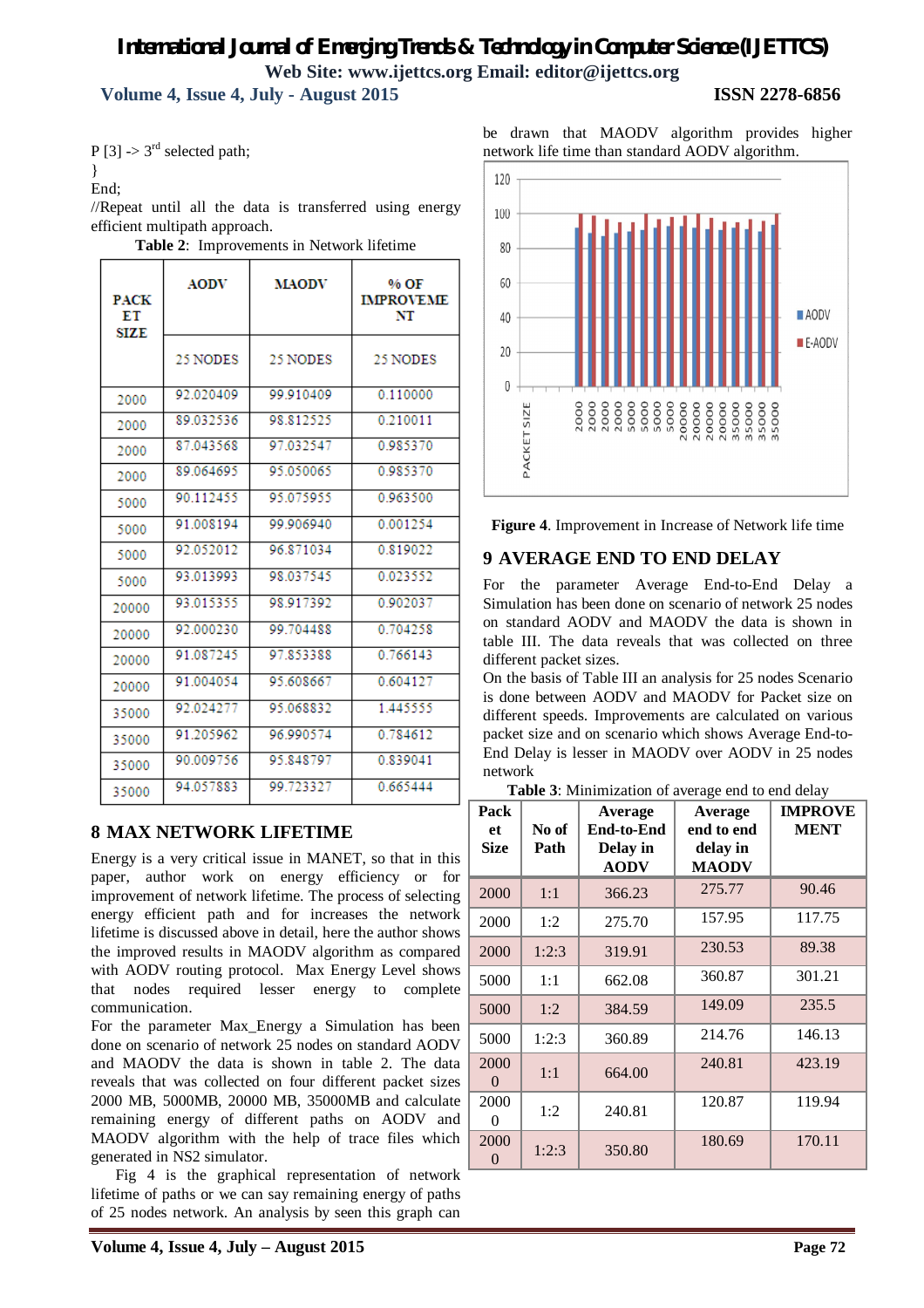P [3] -> 3rd selected path;
}
End;
//Repeat until all the data is transferred using energy efficient multipath approach.

**Table 2**: Improvements in Network lifetime

| PACKET SIZE | AODV | MAODV | % OF IMPROVEMENT |
|---|---|---|---|
| | 25 NODES | 25 NODES | 25 NODES |
| 2000 | 92.020409 | 99.910409 | 0.110000 |
| 2000 | 89.032536 | 98.812525 | 0.210011 |
| 2000 | 87.043568 | 97.032547 | 0.985370 |
| 2000 | 89.064695 | 95.050065 | 0.985370 |
| 5000 | 90.112455 | 95.075955 | 0.963500 |
| 5000 | 91.008194 | 99.906940 | 0.001254 |
| 5000 | 92.052012 | 96.871034 | 0.819022 |
| 5000 | 93.013993 | 98.037545 | 0.023552 |
| 20000 | 93.015355 | 98.917392 | 0.902037 |
| 20000 | 92.000230 | 99.704488 | 0.704258 |
| 20000 | 91.087245 | 97.853388 | 0.766143 |
| 20000 | 91.004054 | 95.608667 | 0.604127 |
| 35000 | 92.024277 | 95.068832 | 1.445555 |
| 35000 | 91.205962 | 96.990574 | 0.784612 |
| 35000 | 90.009756 | 95.848797 | 0.839041 |
| 35000 | 94.057883 | 99.723327 | 0.665444 |

## 8 MAX NETWORK LIFETIME

Energy is a very critical issue in MANET, so that in this paper, author work on energy efficiency or for improvement of network lifetime. The process of selecting energy efficient path and for increases the network lifetime is discussed above in detail, here the author shows the improved results in MAODV algorithm as compared with AODV routing protocol. Max Energy Level shows that nodes required lesser energy to complete communication.

For the parameter Max_Energy a Simulation has been done on scenario of network 25 nodes on standard AODV and MAODV the data is shown in table 2. The data reveals that was collected on four different packet sizes 2000 MB, 5000MB, 20000 MB, 35000MB and calculate remaining energy of different paths on AODV and MAODV algorithm with the help of trace files which generated in NS2 simulator.

Fig 4 is the graphical representation of network lifetime of paths or we can say remaining energy of paths of 25 nodes network. An analysis by seen this graph can be drawn that MAODV algorithm provides higher network life time than standard AODV algorithm.

**Figure 4**. Improvement in Increase of Network life time

## 9 AVERAGE END TO END DELAY

For the parameter Average End-to-End Delay a Simulation has been done on scenario of network 25 nodes on standard AODV and MAODV the data is shown in table III. The data reveals that was collected on three different packet sizes.

On the basis of Table III an analysis for 25 nodes Scenario is done between AODV and MAODV for Packet size on different speeds. Improvements are calculated on various packet size and on scenario which shows Average End-to-End Delay is lesser in MAODV over AODV in 25 nodes network

**Table 3**: Minimization of average end to end delay

| Packet Size | No of Path | Average End-to-End Delay in AODV | Average end to end delay in MAODV | IMPROVEMENT |
|---|---|---|---|---|
| 2000 | 1:1 | 366.23 | 275.77 | 90.46 |
| 2000 | 1:2 | 275.70 | 157.95 | 117.75 |
| 2000 | 1:2:3 | 319.91 | 230.53 | 89.38 |
| 5000 | 1:1 | 662.08 | 360.87 | 301.21 |
| 5000 | 1:2 | 384.59 | 149.09 | 235.5 |
| 5000 | 1:2:3 | 360.89 | 214.76 | 146.13 |
| 20000 | 1:1 | 664.00 | 240.81 | 423.19 |
| 20000 | 1:2 | 240.81 | 120.87 | 119.94 |
| 20000 | 1:2:3 | 350.80 | 180.69 | 170.11 |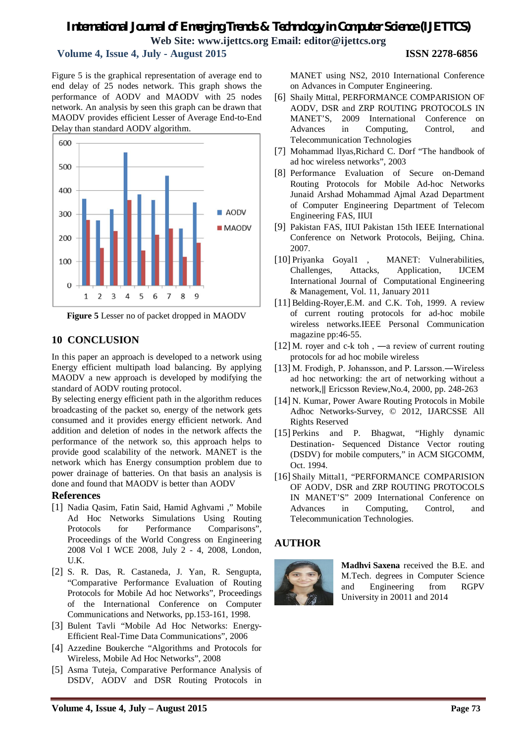Figure 5 is the graphical representation of average end to end delay of 25 nodes network. This graph shows the performance of AODV and MAODV with 25 nodes network. An analysis by seen this graph can be drawn that MAODV provides efficient Lesser of Average End-to-End Delay than standard AODV algorithm.

600
500
400
300
200
100
0
1 2 3 4 5 6 7 8 9
AODV
MAODV

**Figure 5** Lesser no of packet dropped in MAODV

## 10 CONCLUSION

In this paper an approach is developed to a network using Energy efficient multipath load balancing. By applying MAODV a new approach is developed by modifying the standard of AODV routing protocol.

By selecting energy efficient path in the algorithm reduces broadcasting of the packet so, energy of the network gets consumed and it provides energy efficient network. And addition and deletion of nodes in the network affects the performance of the network so, this approach helps to provide good scalability of the network. MANET is the network which has Energy consumption problem due to power drainage of batteries. On that basis an analysis is done and found that MAODV is better than AODV

## References

[1] Nadia Qasim, Fatin Said, Hamid Aghvami ," Mobile Ad Hoc Networks Simulations Using Routing Protocols for Performance Comparisons", Proceedings of the World Congress on Engineering 2008 Vol I WCE 2008, July 2 - 4, 2008, London, U.K.

[2] S. R. Das, R. Castaneda, J. Yan, R. Sengupta, "Comparative Performance Evaluation of Routing Protocols for Mobile Ad hoc Networks", Proceedings of the International Conference on Computer Communications and Networks, pp.153-161, 1998.

[3] Bulent Tavli "Mobile Ad Hoc Networks: Energy-Efficient Real-Time Data Communications", 2006

[4] Azzedine Boukerche "Algorithms and Protocols for Wireless, Mobile Ad Hoc Networks", 2008

[5] Asma Tuteja, Comparative Performance Analysis of DSDV, AODV and DSR Routing Protocols in MANET using NS2, 2010 International Conference on Advances in Computer Engineering.

[6] Shaily Mittal, PERFORMANCE COMPARISION OF AODV, DSR and ZRP ROUTING PROTOCOLS IN MANET'S, 2009 International Conference on Advances in Computing, Control, and Telecommunication Technologies

[7] Mohammad llyas,Richard C. Dorf "The handbook of ad hoc wireless networks", 2003

[8] Performance Evaluation of Secure on-Demand Routing Protocols for Mobile Ad-hoc Networks Junaid Arshad Mohammad Ajmal Azad Department of Computer Engineering Department of Telecom Engineering FAS, IIUI

[9] Pakistan FAS, IIUI Pakistan 15th IEEE International Conference on Network Protocols, Beijing, China. 2007.

[10] Priyanka Goyal1 , MANET: Vulnerabilities, Challenges, Attacks, Application, IJCEM International Journal of Computational Engineering & Management, Vol. 11, January 2011

[11] Belding-Royer,E.M. and C.K. Toh, 1999. A review of current routing protocols for ad-hoc mobile wireless networks.IEEE Personal Communication magazine pp:46-55.

[12] M. royer and c-k toh , ―a review of current routing protocols for ad hoc mobile wireless

[13] M. Frodigh, P. Johansson, and P. Larsson.―Wireless ad hoc networking: the art of networking without a network,‖ Ericsson Review,No.4, 2000, pp. 248-263

[14] N. Kumar, Power Aware Routing Protocols in Mobile Adhoc Networks-Survey, © 2012, IJARCSSE All Rights Reserved

[15] Perkins and P. Bhagwat, "Highly dynamic Destination- Sequenced Distance Vector routing (DSDV) for mobile computers," in ACM SIGCOMM, Oct. 1994.

[16] Shaily Mittal1, "PERFORMANCE COMPARISION OF AODV, DSR and ZRP ROUTING PROTOCOLS IN MANET'S" 2009 International Conference on Advances in Computing, Control, and Telecommunication Technologies.

## AUTHOR

**Madhvi Saxena** received the B.E. and M.Tech. degrees in Computer Science and Engineering from RGPV University in 20011 and 2014